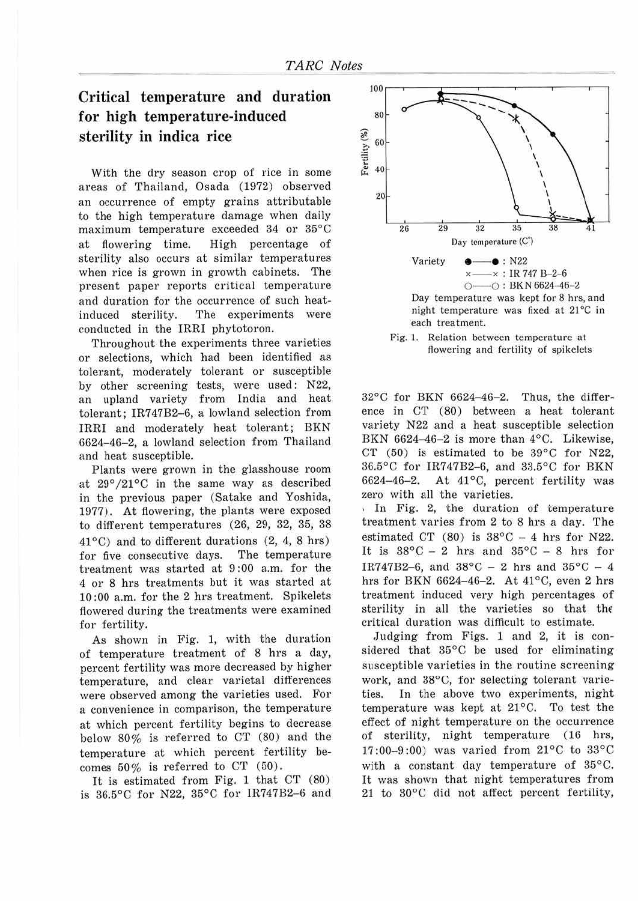# Critical temperature and duration for high temperature-induced sterility in indica rice

With the dry season crop of rice in some areas of Thailand, Osada (1972) observed an occurrence of empty grains attributable to the high temperature damage when daily maximum temperature exceeded 34 or 35°C at flowering time. High percentage of sterility also occurs at similar temperatures when rice is grown in growth cabinets. The present paper reports critical temperature and duration for the occurrence of such heat-induced sterility. The experiments were conducted in the IRRI phytotoron.

Throughout the experiments three varieties or selections, which had been identified as tolerant, moderately tolerant or susceptible by other screening tests, were used: N22, an upland variety from India and heat tolerant; IR747B2-6, a lowland selection from IRRI and moderately heat tolerant; BKN 6624-46-2, a lowland selection from Thailand and heat susceptible.

Plants were grown in the glasshouse room at 29°/21°C in the same way as described in the previous paper (Satake and Yoshida, 1977). At flowering, the plants were exposed to different temperatures (26, 29, 32, 35, 38 41°C) and to different durations (2, 4, 8 hrs) for five consecutive days. The temperature treatment was started at 9:00 a.m. for the 4 or 8 hrs treatments but it was started at 10:00 a.m. for the 2 hrs treatment. Spikelets flowered during the treatments were examined for fertility.

As shown in Fig. 1, with the duration of temperature treatment of 8 hrs a day, percent fertility was more decreased by higher temperature, and clear varietal differences were observed among the varieties used. For a convenience in comparison, the temperature at which percent fertility begins to decrease below 80% is referred to CT (80) and the temperature at which percent fertility becomes 50% is referred to CT (50).

Variety ●—● : N22; ×—× : IR 747 B-2-6; ○—○ : BKN 6624-46-2

Day temperature was kept for 8 hrs, and night temperature was fixed at 21°C in each treatment.

Fig. 1. Relation between temperature at flowering and fertility of spikelets

It is estimated from Fig. 1 that CT (80) is 36.5°C for N22, 35°C for IR747B2-6 and 32°C for BKN 6624-46-2. Thus, the difference in CT (80) between a heat tolerant variety N22 and a heat susceptible selection BKN 6624-46-2 is more than 4°C. Likewise, CT (50) is estimated to be 39°C for N22, 36.5°C for IR747B2-6, and 33.5°C for BKN 6624-46-2. At 41°C, percent fertility was zero with all the varieties.

In Fig. 2, the duration of temperature treatment varies from 2 to 8 hrs a day. The estimated CT (80) is 38°C – 4 hrs for N22. It is 38°C – 2 hrs and 35°C – 8 hrs for IR747B2-6, and 38°C – 2 hrs and 35°C – 4 hrs for BKN 6624-46-2. At 41°C, even 2 hrs treatment induced very high percentages of sterility in all the varieties so that the critical duration was difficult to estimate.

Judging from Figs. 1 and 2, it is considered that 35°C be used for eliminating susceptible varieties in the routine screening work, and 38°C, for selecting tolerant varieties. In the above two experiments, night temperature was kept at 21°C. To test the effect of night temperature on the occurrence of sterility, night temperature (16 hrs, 17:00–9:00) was varied from 21°C to 33°C with a constant day temperature of 35°C. It was shown that night temperatures from 21 to 30°C did not affect percent fertility,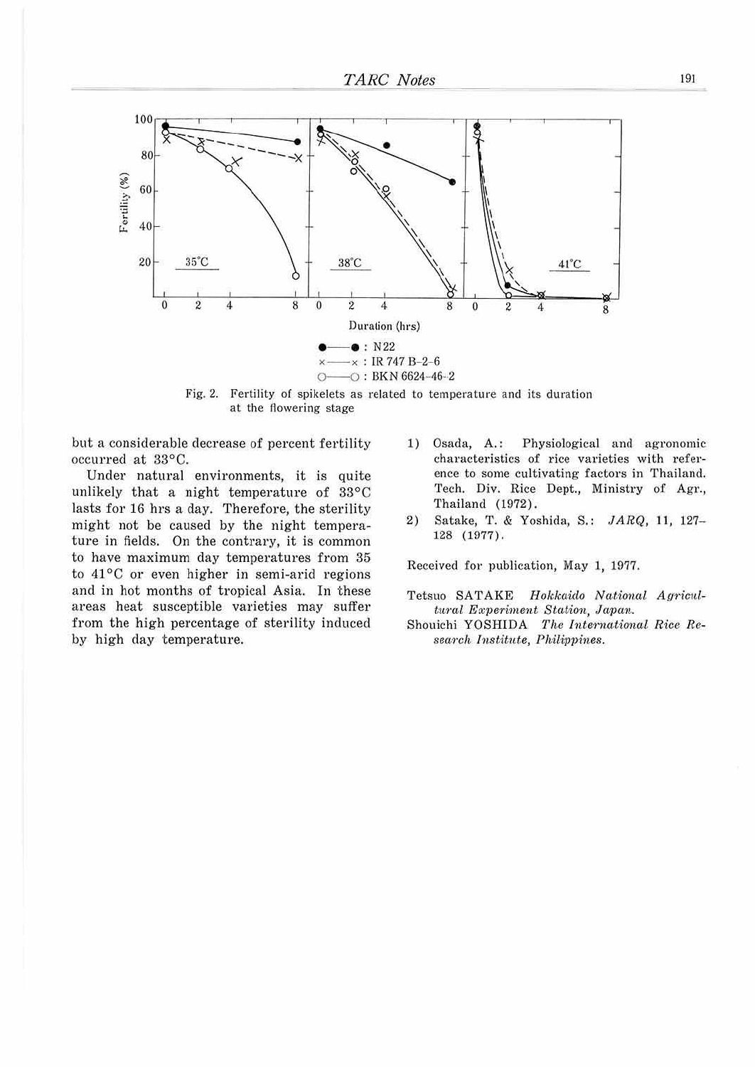100
80
60
40
20
Fertility (%)

35°C
38°C
41°C

0 2 4 8 0 2 4 8 0 2 4 8

Duration (hrs)

●—● : N22
×—× : IR 747 B-2-6
○—○ : BKN 6624-46-2

Fig. 2. Fertility of spikelets as related to temperature and its duration at the flowering stage

but a considerable decrease of percent fertility occurred at 33°C.

Under natural environments, it is quite unlikely that a night temperature of 33°C lasts for 16 hrs a day. Therefore, the sterility might not be caused by the night temperature in fields. On the contrary, it is common to have maximum day temperatures from 35 to 41°C or even higher in semi-arid regions and in hot months of tropical Asia. In these areas heat susceptible varieties may suffer from the high percentage of sterility induced by high day temperature.

1) Osada, A.: Physiological and agronomic characteristics of rice varieties with reference to some cultivating factors in Thailand. Tech. Div. Rice Dept., Ministry of Agr., Thailand (1972).
2) Satake, T. & Yoshida, S.: *JARQ*, 11, 127–128 (1977).

Received for publication, May 1, 1977.

Tetsuo SATAKE *Hokkaido National Agricultural Experiment Station, Japan.*
Shouichi YOSHIDA *The International Rice Research Institute, Philippines.*